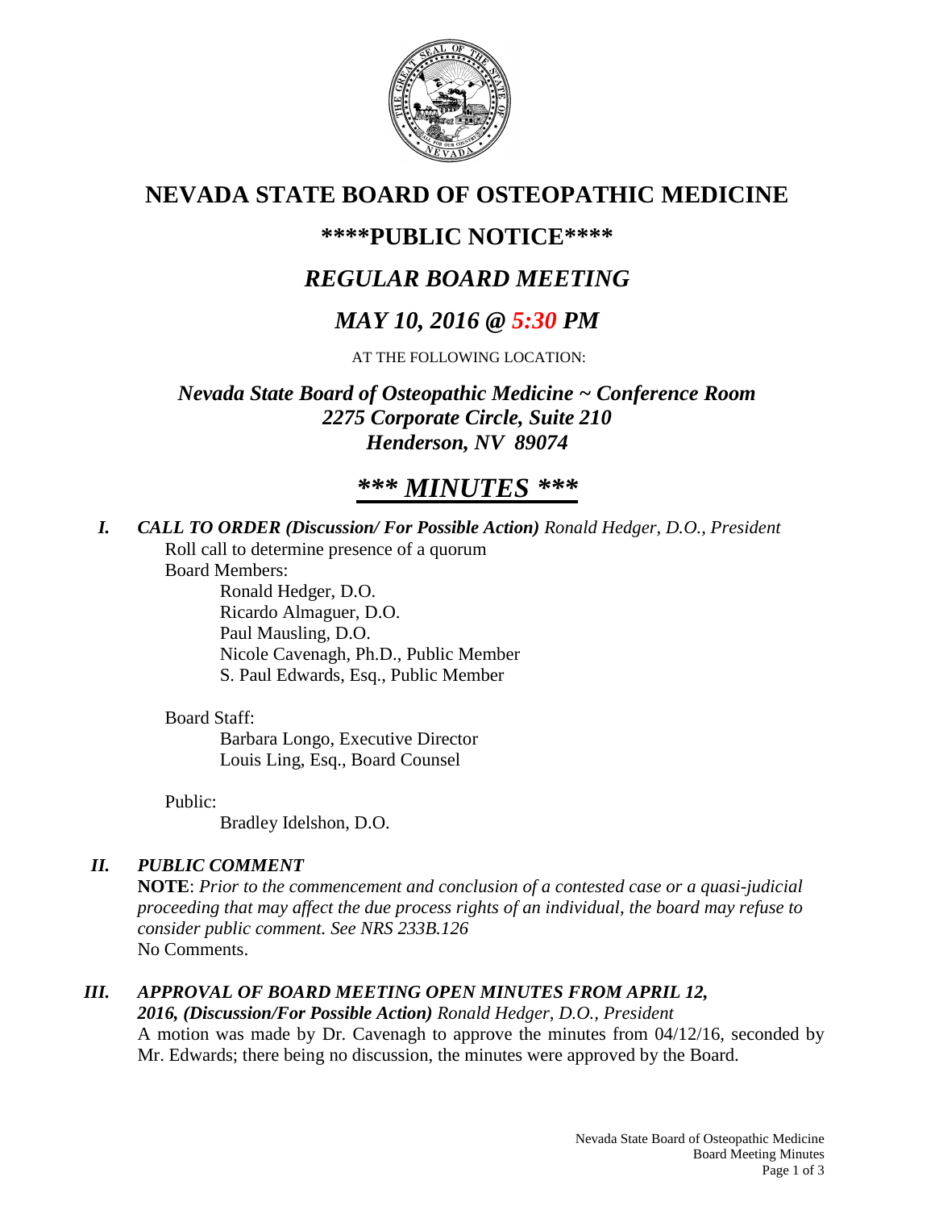# NEVADA STATE BOARD OF OSTEOPATHIC MEDICINE

## \*\*\*\*PUBLIC NOTICE\*\*\*\*

## *REGULAR BOARD MEETING*

## *MAY 10, 2016 @ 5:30 PM*

AT THE FOLLOWING LOCATION:

***Nevada State Board of Osteopathic Medicine ~ Conference Room***
***2275 Corporate Circle, Suite 210***
***Henderson, NV 89074***

## *\*\*\* MINUTES \*\*\**

***I. CALL TO ORDER (Discussion/ For Possible Action)*** *Ronald Hedger, D.O., President*

Roll call to determine presence of a quorum

Board Members:

Ronald Hedger, D.O.
Ricardo Almaguer, D.O.
Paul Mausling, D.O.
Nicole Cavenagh, Ph.D., Public Member
S. Paul Edwards, Esq., Public Member

Board Staff:

Barbara Longo, Executive Director
Louis Ling, Esq., Board Counsel

Public:

Bradley Idelshon, D.O.

***II. PUBLIC COMMENT***

**NOTE**: *Prior to the commencement and conclusion of a contested case or a quasi-judicial proceeding that may affect the due process rights of an individual, the board may refuse to consider public comment. See NRS 233B.126*

No Comments.

***III. APPROVAL OF BOARD MEETING OPEN MINUTES FROM APRIL 12, 2016, (Discussion/For Possible Action)*** *Ronald Hedger, D.O., President*

A motion was made by Dr. Cavenagh to approve the minutes from 04/12/16, seconded by Mr. Edwards; there being no discussion, the minutes were approved by the Board.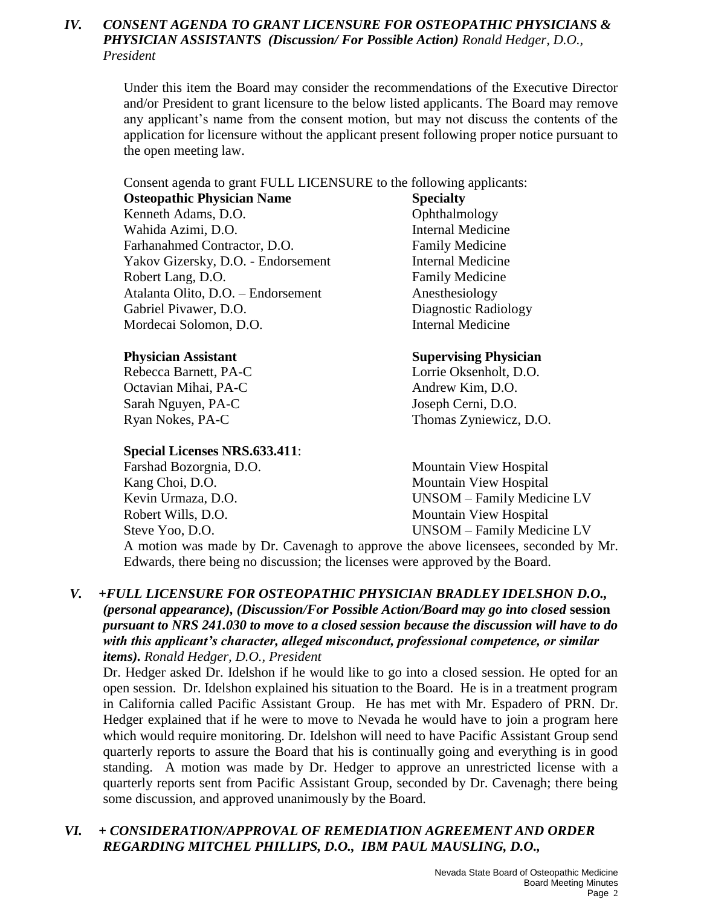## *IV. CONSENT AGENDA TO GRANT LICENSURE FOR OSTEOPATHIC PHYSICIANS & PHYSICIAN ASSISTANTS (Discussion/ For Possible Action) Ronald Hedger, D.O., President*

Under this item the Board may consider the recommendations of the Executive Director and/or President to grant licensure to the below listed applicants. The Board may remove any applicant's name from the consent motion, but may not discuss the contents of the application for licensure without the applicant present following proper notice pursuant to the open meeting law.

Consent agenda to grant FULL LICENSURE to the following applicants:

| **Osteopathic Physician Name** | **Specialty** |
|---|---|
| Kenneth Adams, D.O. | Ophthalmology |
| Wahida Azimi, D.O. | Internal Medicine |
| Farhanahmed Contractor, D.O. | Family Medicine |
| Yakov Gizersky, D.O. - Endorsement | Internal Medicine |
| Robert Lang, D.O. | Family Medicine |
| Atalanta Olito, D.O. – Endorsement | Anesthesiology |
| Gabriel Pivawer, D.O. | Diagnostic Radiology |
| Mordecai Solomon, D.O. | Internal Medicine |

| **Physician Assistant** | **Supervising Physician** |
|---|---|
| Rebecca Barnett, PA-C | Lorrie Oksenholt, D.O. |
| Octavian Mihai, PA-C | Andrew Kim, D.O. |
| Sarah Nguyen, PA-C | Joseph Cerni, D.O. |
| Ryan Nokes, PA-C | Thomas Zyniewicz, D.O. |

**Special Licenses NRS.633.411**:

| | |
|---|---|
| Farshad Bozorgnia, D.O. | Mountain View Hospital |
| Kang Choi, D.O. | Mountain View Hospital |
| Kevin Urmaza, D.O. | UNSOM – Family Medicine LV |
| Robert Wills, D.O. | Mountain View Hospital |
| Steve Yoo, D.O. | UNSOM – Family Medicine LV |

A motion was made by Dr. Cavenagh to approve the above licensees, seconded by Mr. Edwards, there being no discussion; the licenses were approved by the Board.

## *V. +FULL LICENSURE FOR OSTEOPATHIC PHYSICIAN BRADLEY IDELSHON D.O., (personal appearance), (Discussion/For Possible Action/Board may go into closed **session** pursuant to NRS 241.030 to move to a closed session because the discussion will have to do with this applicant's character, alleged misconduct, professional competence, or similar items). Ronald Hedger, D.O., President*

Dr. Hedger asked Dr. Idelshon if he would like to go into a closed session. He opted for an open session. Dr. Idelshon explained his situation to the Board. He is in a treatment program in California called Pacific Assistant Group. He has met with Mr. Espadero of PRN. Dr. Hedger explained that if he were to move to Nevada he would have to join a program here which would require monitoring. Dr. Idelshon will need to have Pacific Assistant Group send quarterly reports to assure the Board that his is continually going and everything is in good standing. A motion was made by Dr. Hedger to approve an unrestricted license with a quarterly reports sent from Pacific Assistant Group, seconded by Dr. Cavenagh; there being some discussion, and approved unanimously by the Board.

## *VI. + CONSIDERATION/APPROVAL OF REMEDIATION AGREEMENT AND ORDER REGARDING MITCHEL PHILLIPS, D.O., IBM PAUL MAUSLING, D.O.,*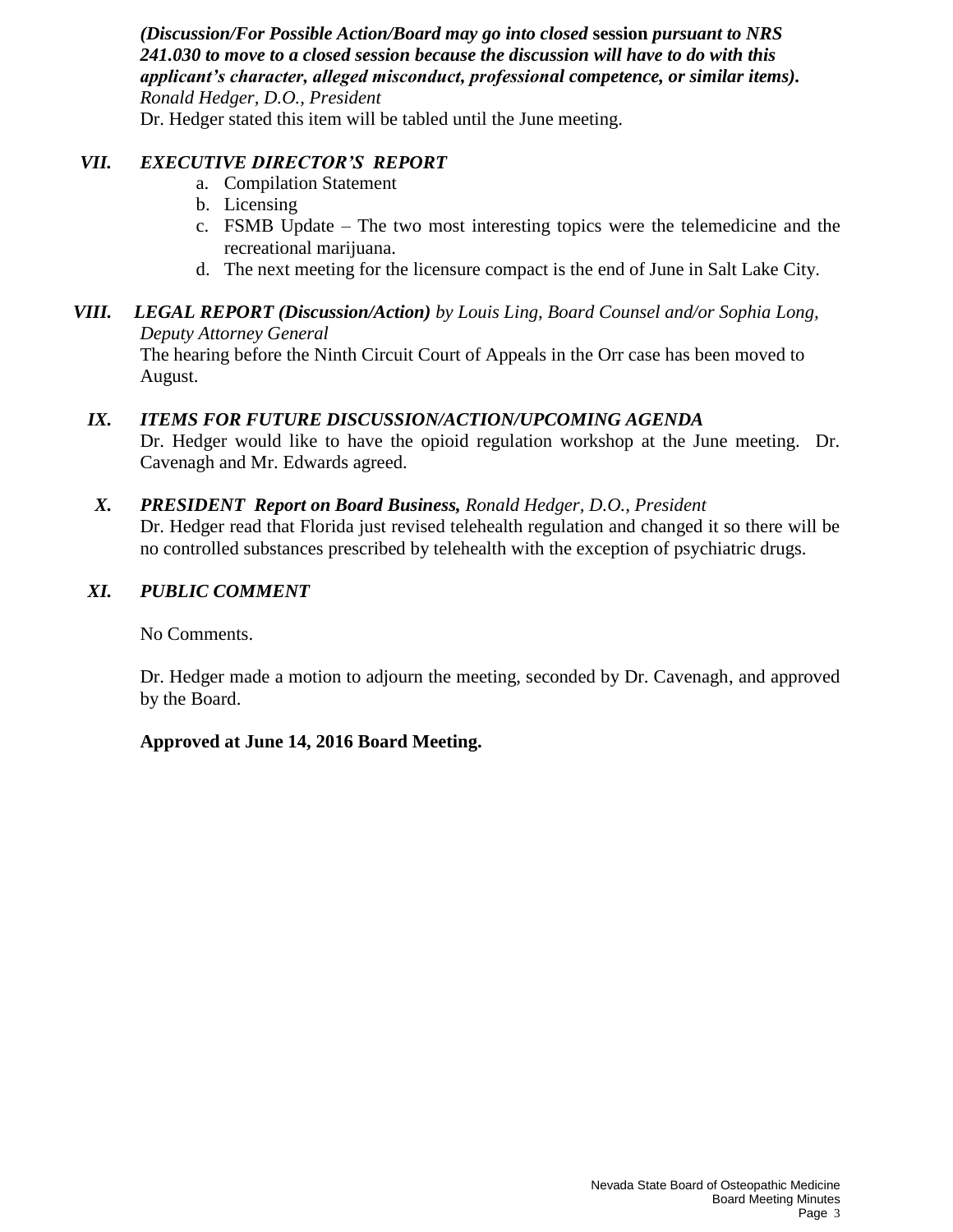***(Discussion/For Possible Action/Board may go into closed* session *pursuant to NRS 241.030 to move to a closed session because the discussion will have to do with this applicant's character, alleged misconduct, professional* competence, or similar items).**
*Ronald Hedger, D.O., President*
Dr. Hedger stated this item will be tabled until the June meeting.

## *VII. EXECUTIVE DIRECTOR'S REPORT*

a. Compilation Statement
b. Licensing
c. FSMB Update – The two most interesting topics were the telemedicine and the recreational marijuana.
d. The next meeting for the licensure compact is the end of June in Salt Lake City.

## *VIII. LEGAL REPORT (Discussion/Action) by Louis Ling, Board Counsel and/or Sophia Long, Deputy Attorney General*

The hearing before the Ninth Circuit Court of Appeals in the Orr case has been moved to August.

## *IX. ITEMS FOR FUTURE DISCUSSION/ACTION/UPCOMING AGENDA*

Dr. Hedger would like to have the opioid regulation workshop at the June meeting. Dr. Cavenagh and Mr. Edwards agreed.

## *X. PRESIDENT Report on Board Business, Ronald Hedger, D.O., President*

Dr. Hedger read that Florida just revised telehealth regulation and changed it so there will be no controlled substances prescribed by telehealth with the exception of psychiatric drugs.

## *XI. PUBLIC COMMENT*

No Comments.

Dr. Hedger made a motion to adjourn the meeting, seconded by Dr. Cavenagh, and approved by the Board.

**Approved at June 14, 2016 Board Meeting.**